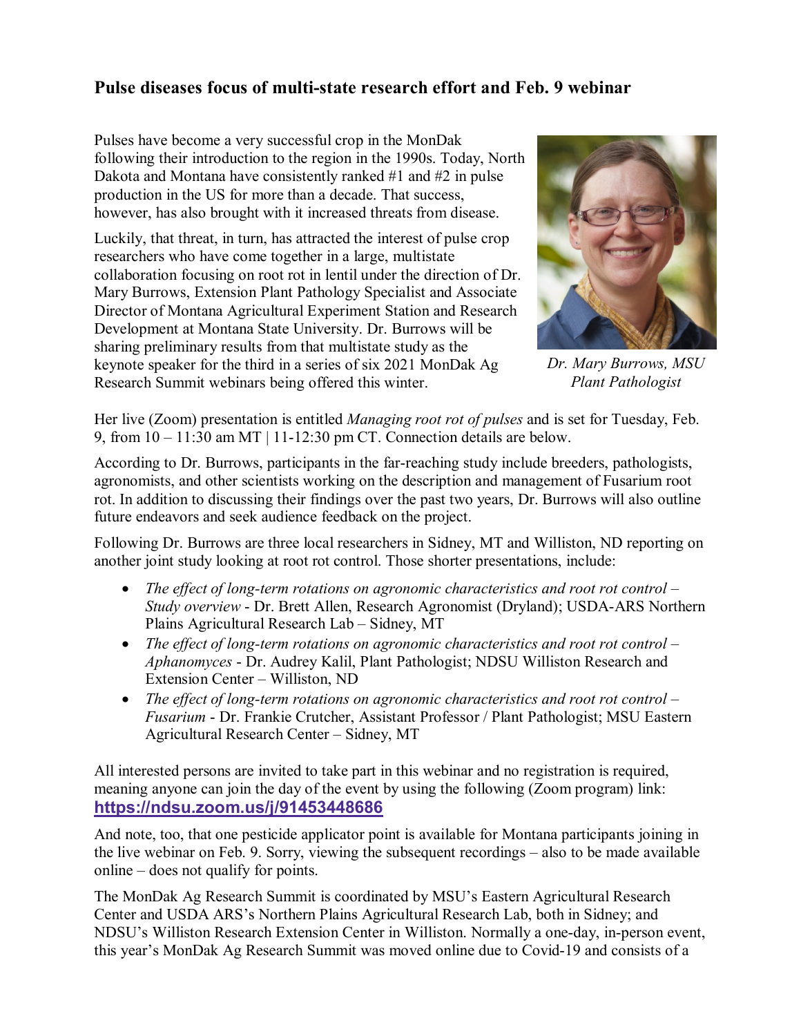# Pulse diseases focus of multi-state research effort and Feb. 9 webinar

Pulses have become a very successful crop in the MonDak following their introduction to the region in the 1990s. Today, North Dakota and Montana have consistently ranked #1 and #2 in pulse production in the US for more than a decade. That success, however, has also brought with it increased threats from disease.

Luckily, that threat, in turn, has attracted the interest of pulse crop researchers who have come together in a large, multistate collaboration focusing on root rot in lentil under the direction of Dr. Mary Burrows, Extension Plant Pathology Specialist and Associate Director of Montana Agricultural Experiment Station and Research Development at Montana State University. Dr. Burrows will be sharing preliminary results from that multistate study as the keynote speaker for the third in a series of six 2021 MonDak Ag Research Summit webinars being offered this winter.

*Dr. Mary Burrows, MSU Plant Pathologist*

Her live (Zoom) presentation is entitled *Managing root rot of pulses* and is set for Tuesday, Feb. 9, from 10 – 11:30 am MT | 11-12:30 pm CT. Connection details are below.

According to Dr. Burrows, participants in the far-reaching study include breeders, pathologists, agronomists, and other scientists working on the description and management of Fusarium root rot. In addition to discussing their findings over the past two years, Dr. Burrows will also outline future endeavors and seek audience feedback on the project.

Following Dr. Burrows are three local researchers in Sidney, MT and Williston, ND reporting on another joint study looking at root rot control. Those shorter presentations, include:

- *The effect of long-term rotations on agronomic characteristics and root rot control – Study overview* - Dr. Brett Allen, Research Agronomist (Dryland); USDA-ARS Northern Plains Agricultural Research Lab – Sidney, MT
- *The effect of long-term rotations on agronomic characteristics and root rot control – Aphanomyces* - Dr. Audrey Kalil, Plant Pathologist; NDSU Williston Research and Extension Center – Williston, ND
- *The effect of long-term rotations on agronomic characteristics and root rot control – Fusarium* - Dr. Frankie Crutcher, Assistant Professor / Plant Pathologist; MSU Eastern Agricultural Research Center – Sidney, MT

All interested persons are invited to take part in this webinar and no registration is required, meaning anyone can join the day of the event by using the following (Zoom program) link: **https://ndsu.zoom.us/j/91453448686**

And note, too, that one pesticide applicator point is available for Montana participants joining in the live webinar on Feb. 9. Sorry, viewing the subsequent recordings – also to be made available online – does not qualify for points.

The MonDak Ag Research Summit is coordinated by MSU's Eastern Agricultural Research Center and USDA ARS's Northern Plains Agricultural Research Lab, both in Sidney; and NDSU's Williston Research Extension Center in Williston. Normally a one-day, in-person event, this year's MonDak Ag Research Summit was moved online due to Covid-19 and consists of a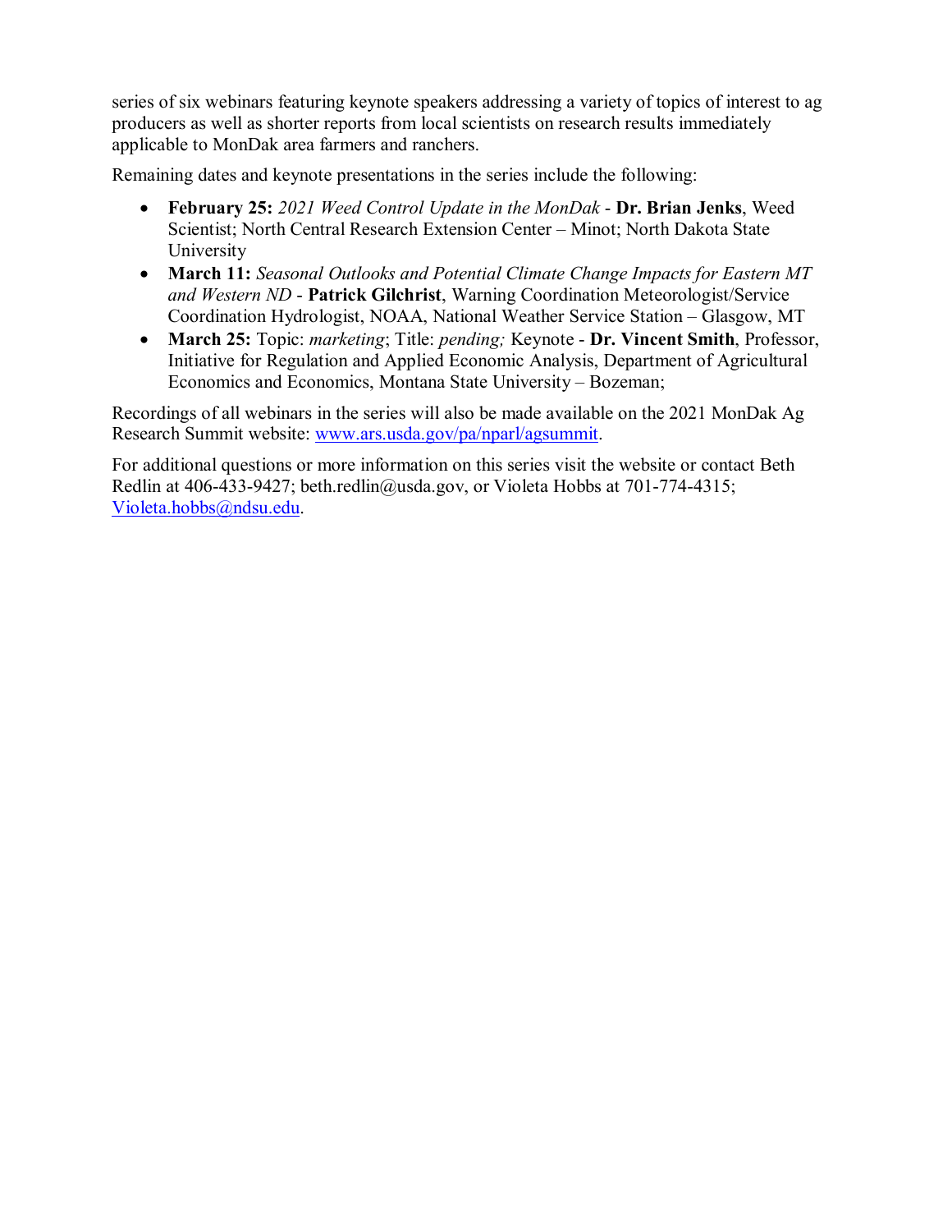series of six webinars featuring keynote speakers addressing a variety of topics of interest to ag producers as well as shorter reports from local scientists on research results immediately applicable to MonDak area farmers and ranchers.

Remaining dates and keynote presentations in the series include the following:

- **February 25:** *2021 Weed Control Update in the MonDak* - **Dr. Brian Jenks**, Weed Scientist; North Central Research Extension Center – Minot; North Dakota State University
- **March 11:** *Seasonal Outlooks and Potential Climate Change Impacts for Eastern MT and Western ND* - **Patrick Gilchrist**, Warning Coordination Meteorologist/Service Coordination Hydrologist, NOAA, National Weather Service Station – Glasgow, MT
- **March 25:** Topic: *marketing*; Title: *pending;* Keynote - **Dr. Vincent Smith**, Professor, Initiative for Regulation and Applied Economic Analysis, Department of Agricultural Economics and Economics, Montana State University – Bozeman;

Recordings of all webinars in the series will also be made available on the 2021 MonDak Ag Research Summit website: [www.ars.usda.gov/pa/nparl/agsummit](http://www.ars.usda.gov/pa/nparl/agsummit).

For additional questions or more information on this series visit the website or contact Beth Redlin at 406-433-9427; beth.redlin@usda.gov, or Violeta Hobbs at 701-774-4315; [Violeta.hobbs@ndsu.edu](mailto:Violeta.hobbs@ndsu.edu).